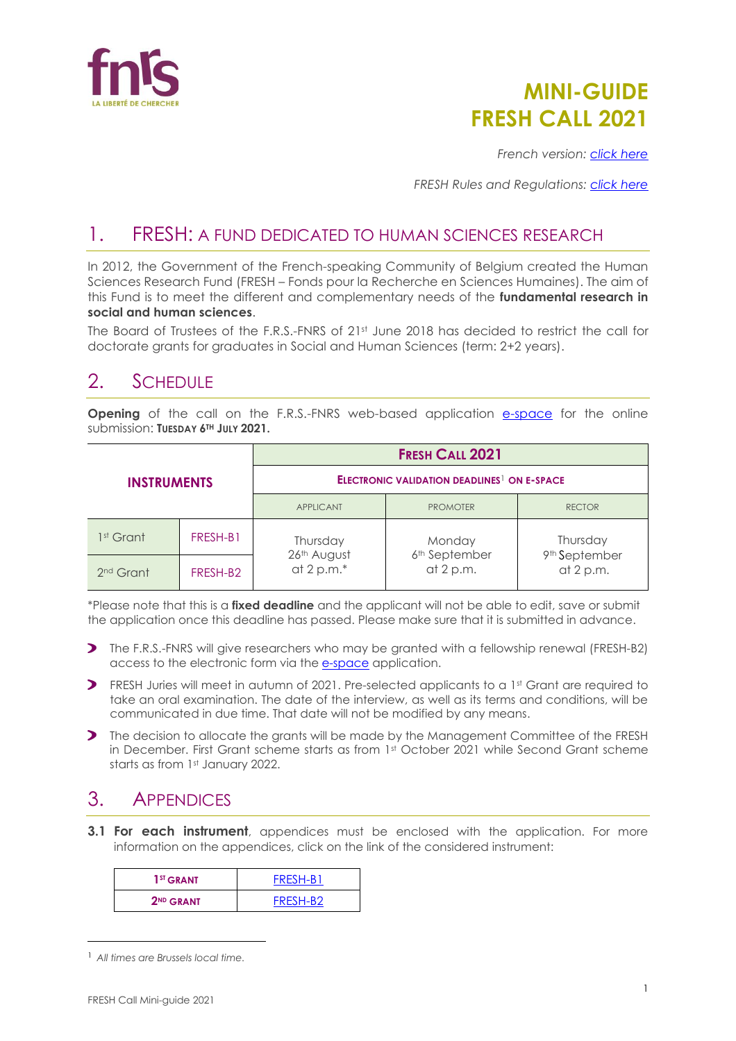# MINI-GUIDE FRESH CALL 2021

*French version: [click here](#)*

*FRESH Rules and Regulations: [click here](#)*

## 1. FRESH: A FUND DEDICATED TO HUMAN SCIENCES RESEARCH

In 2012, the Government of the French-speaking Community of Belgium created the Human Sciences Research Fund (FRESH – Fonds pour la Recherche en Sciences Humaines). The aim of this Fund is to meet the different and complementary needs of the **fundamental research in social and human sciences**.

The Board of Trustees of the F.R.S.-FNRS of 21st June 2018 has decided to restrict the call for doctorate grants for graduates in Social and Human Sciences (term: 2+2 years).

## 2. SCHEDULE

**Opening** of the call on the F.R.S.-FNRS web-based application e-space for the online submission: **TUESDAY 6TH JULY 2021.**

| INSTRUMENTS | | FRESH CALL 2021 | | |
|---|---|---|---|---|
| | | ELECTRONIC VALIDATION DEADLINES[1] ON E-SPACE | | |
| | | APPLICANT | PROMOTER | RECTOR |
| 1st Grant | FRESH-B1 | Thursday 26th August at 2 p.m.* | Monday 6th September at 2 p.m. | Thursday 9th September at 2 p.m. |
| 2nd Grant | FRESH-B2 | | | |

*Please note that this is a **fixed deadline** and the applicant will not be able to edit, save or submit the application once this deadline has passed. Please make sure that it is submitted in advance.

- The F.R.S.-FNRS will give researchers who may be granted with a fellowship renewal (FRESH-B2) access to the electronic form via the e-space application.
- FRESH Juries will meet in autumn of 2021. Pre-selected applicants to a 1st Grant are required to take an oral examination. The date of the interview, as well as its terms and conditions, will be communicated in due time. That date will not be modified by any means.
- The decision to allocate the grants will be made by the Management Committee of the FRESH in December. First Grant scheme starts as from 1st October 2021 while Second Grant scheme starts as from 1st January 2022.

## 3. APPENDICES

**3.1 For each instrument**, appendices must be enclosed with the application. For more information on the appendices, click on the link of the considered instrument:

| 1ST GRANT | FRESH-B1 |
|---|---|
| 2ND GRANT | FRESH-B2 |

[1] *All times are Brussels local time.*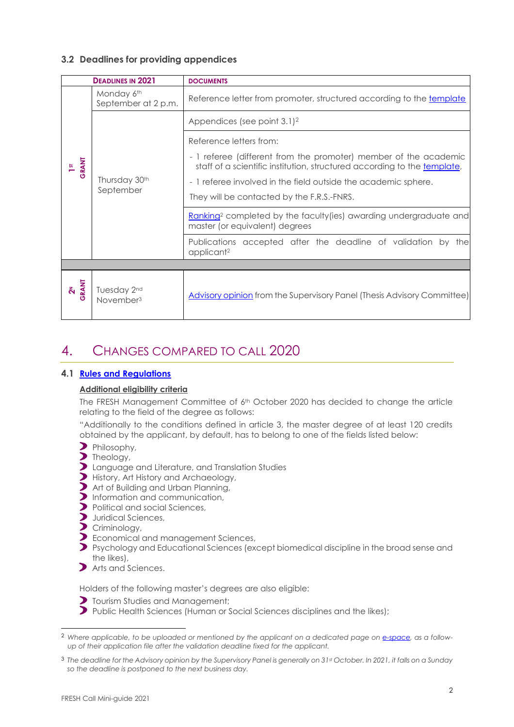### 3.2 Deadlines for providing appendices

| | Deadlines in 2021 | Documents |
|---|---|---|
| 1st GRANT | Monday 6th September at 2 p.m. | Reference letter from promoter, structured according to the template |
| | Thursday 30th September | Appendices (see point 3.1)[2] |
| | | Reference letters from:<br>- 1 referee (different from the promoter) member of the academic staff of a scientific institution, structured according to the template,<br>- 1 referee involved in the field outside the academic sphere.<br>They will be contacted by the F.R.S.-FNRS. |
| | | Ranking[2] completed by the faculty(ies) awarding undergraduate and master (or equivalent) degrees |
| | | Publications accepted after the deadline of validation by the applicant[2] |
| 2nd GRANT | Tuesday 2nd November[3] | Advisory opinion from the Supervisory Panel (Thesis Advisory Committee) |

## 4. Changes compared to call 2020

### 4.1 Rules and Regulations

**Additional eligibility criteria**

The FRESH Management Committee of 6th October 2020 has decided to change the article relating to the field of the degree as follows:

"Additionally to the conditions defined in article 3, the master degree of at least 120 credits obtained by the applicant, by default, has to belong to one of the fields listed below:

- Philosophy,
- Theology,
- Language and Literature, and Translation Studies
- History, Art History and Archaeology,
- Art of Building and Urban Planning,
- Information and communication,
- Political and social Sciences,
- Juridical Sciences,
- Criminology,
- Economical and management Sciences,
- Psychology and Educational Sciences (except biomedical discipline in the broad sense and the likes),
- Arts and Sciences.

Holders of the following master's degrees are also eligible:

- Tourism Studies and Management;
- Public Health Sciences (Human or Social Sciences disciplines and the likes);

---

[2] *Where applicable, to be uploaded or mentioned by the applicant on a dedicated page on e-space, as a follow-up of their application file after the validation deadline fixed for the applicant.*

[3] *The deadline for the Advisory opinion by the Supervisory Panel is generally on 31st October. In 2021, it falls on a Sunday so the deadline is postponed to the next business day.*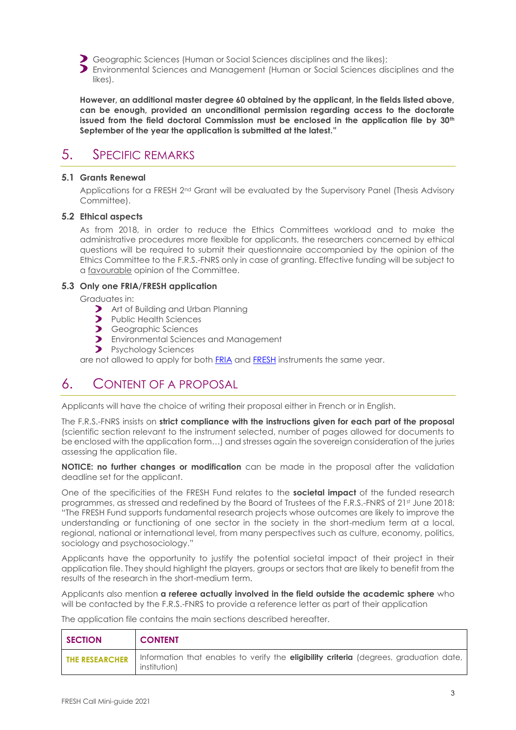- Geographic Sciences (Human or Social Sciences disciplines and the likes);
- Environmental Sciences and Management (Human or Social Sciences disciplines and the likes).

**However, an additional master degree 60 obtained by the applicant, in the fields listed above, can be enough, provided an unconditional permission regarding access to the doctorate issued from the field doctoral Commission must be enclosed in the application file by 30th September of the year the application is submitted at the latest."**

# 5. Specific Remarks

### 5.1 Grants Renewal

Applications for a FRESH 2nd Grant will be evaluated by the Supervisory Panel (Thesis Advisory Committee).

### 5.2 Ethical aspects

As from 2018, in order to reduce the Ethics Committees workload and to make the administrative procedures more flexible for applicants, the researchers concerned by ethical questions will be required to submit their questionnaire accompanied by the opinion of the Ethics Committee to the F.R.S.-FNRS only in case of granting. Effective funding will be subject to a favourable opinion of the Committee.

### 5.3 Only one FRIA/FRESH application

Graduates in:

- Art of Building and Urban Planning
- Public Health Sciences
- Geographic Sciences
- Environmental Sciences and Management
- Psychology Sciences

are not allowed to apply for both FRIA and FRESH instruments the same year.

# 6. Content of a Proposal

Applicants will have the choice of writing their proposal either in French or in English.

The F.R.S.-FNRS insists on **strict compliance with the instructions given for each part of the proposal** (scientific section relevant to the instrument selected, number of pages allowed for documents to be enclosed with the application form…) and stresses again the sovereign consideration of the juries assessing the application file.

**NOTICE: no further changes or modification** can be made in the proposal after the validation deadline set for the applicant.

One of the specificities of the FRESH Fund relates to the **societal impact** of the funded research programmes, as stressed and redefined by the Board of Trustees of the F.R.S.-FNRS of 21st June 2018: "The FRESH Fund supports fundamental research projects whose outcomes are likely to improve the understanding or functioning of one sector in the society in the short-medium term at a local, regional, national or international level, from many perspectives such as culture, economy, politics, sociology and psychosociology."

Applicants have the opportunity to justify the potential societal impact of their project in their application file. They should highlight the players, groups or sectors that are likely to benefit from the results of the research in the short-medium term.

Applicants also mention **a referee actually involved in the field outside the academic sphere** who will be contacted by the F.R.S.-FNRS to provide a reference letter as part of their application

The application file contains the main sections described hereafter.

| SECTION | CONTENT |
|---|---|
| THE RESEARCHER | Information that enables to verify the **eligibility criteria** (degrees, graduation date, institution) |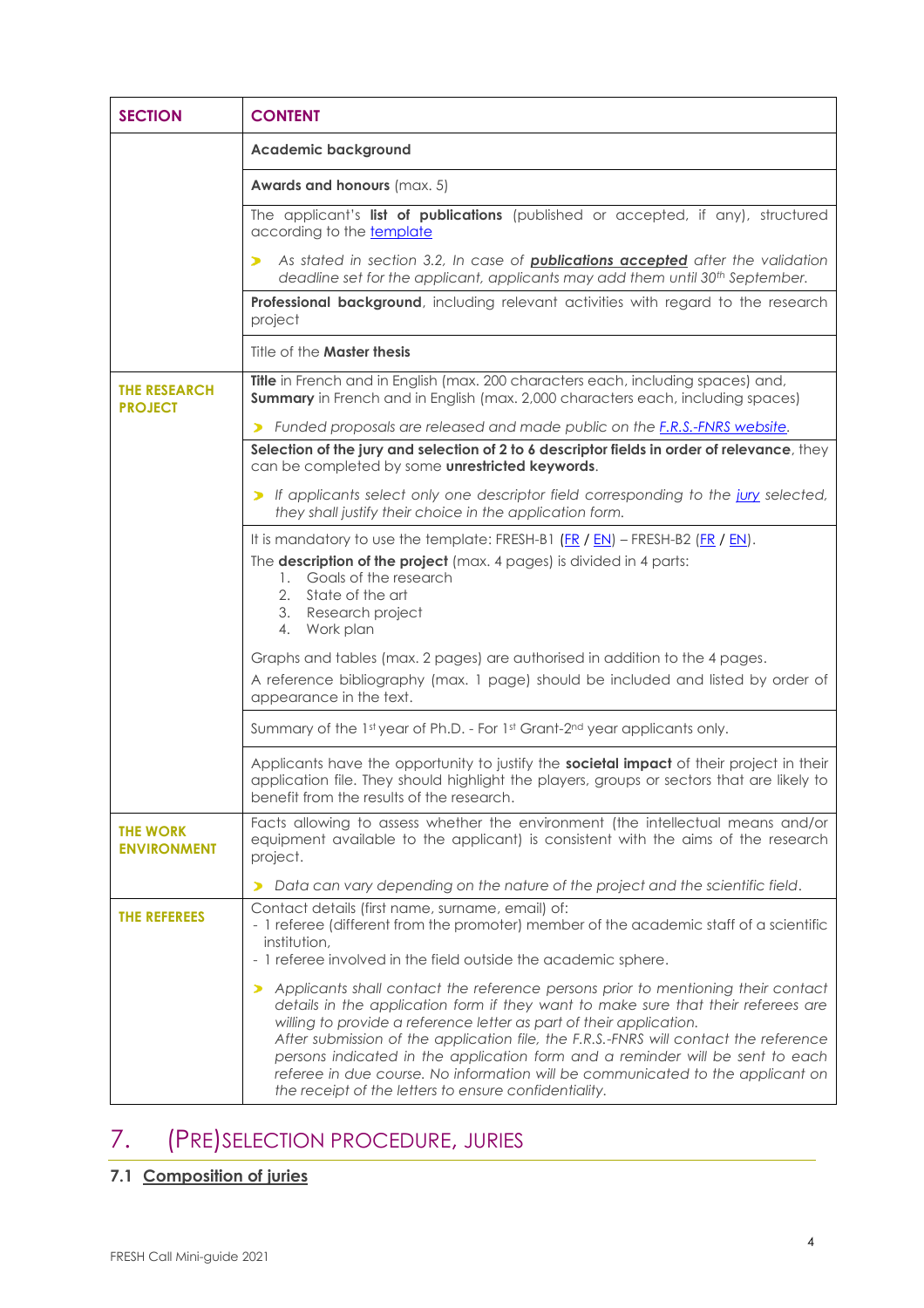| SECTION | CONTENT |
|---|---|
| | **Academic background** |
| | **Awards and honours** (max. 5) |
| | The applicant's **list of publications** (published or accepted, if any), structured according to the template<br><br>➤ *As stated in section 3.2, In case of* ***publications accepted*** *after the validation deadline set for the applicant, applicants may add them until 30th September.* |
| | **Professional background**, including relevant activities with regard to the research project |
| | Title of the **Master thesis** |
| **THE RESEARCH PROJECT** | **Title** in French and in English (max. 200 characters each, including spaces) and, **Summary** in French and in English (max. 2,000 characters each, including spaces)<br><br>➤ *Funded proposals are released and made public on the F.R.S.-FNRS website.* |
| | **Selection of the jury and selection of 2 to 6 descriptor fields in order of relevance**, they can be completed by some **unrestricted keywords**.<br><br>➤ *If applicants select only one descriptor field corresponding to the jury selected, they shall justify their choice in the application form.* |
| | It is mandatory to use the template: FRESH-B1 (FR / EN) – FRESH-B2 (FR / EN).<br>The **description of the project** (max. 4 pages) is divided in 4 parts:<br>1. Goals of the research<br>2. State of the art<br>3. Research project<br>4. Work plan<br><br>Graphs and tables (max. 2 pages) are authorised in addition to the 4 pages.<br>A reference bibliography (max. 1 page) should be included and listed by order of appearance in the text. |
| | Summary of the 1st year of Ph.D. - For 1st Grant-2nd year applicants only. |
| | Applicants have the opportunity to justify the **societal impact** of their project in their application file. They should highlight the players, groups or sectors that are likely to benefit from the results of the research. |
| **THE WORK ENVIRONMENT** | Facts allowing to assess whether the environment (the intellectual means and/or equipment available to the applicant) is consistent with the aims of the research project.<br><br>➤ *Data can vary depending on the nature of the project and the scientific field.* |
| **THE REFEREES** | Contact details (first name, surname, email) of:<br>- 1 referee (different from the promoter) member of the academic staff of a scientific institution,<br>- 1 referee involved in the field outside the academic sphere.<br><br>➤ *Applicants shall contact the reference persons prior to mentioning their contact details in the application form if they want to make sure that their referees are willing to provide a reference letter as part of their application.*<br>*After submission of the application file, the F.R.S.-FNRS will contact the reference persons indicated in the application form and a reminder will be sent to each referee in due course. No information will be communicated to the applicant on the receipt of the letters to ensure confidentiality.* |

# 7. (PRE)SELECTION PROCEDURE, JURIES

## 7.1 Composition of juries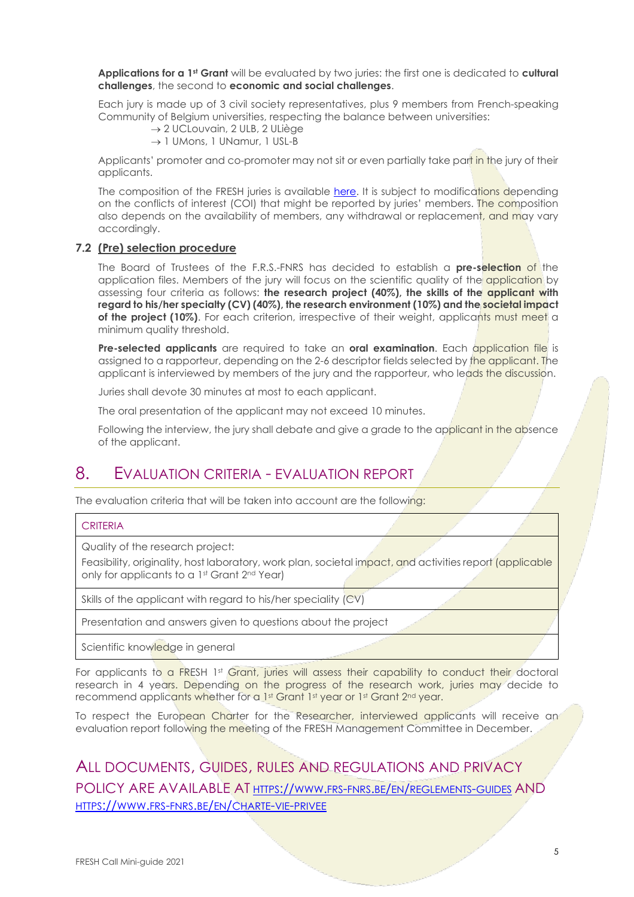**Applications for a 1st Grant** will be evaluated by two juries: the first one is dedicated to **cultural challenges**, the second to **economic and social challenges**.

Each jury is made up of 3 civil society representatives, plus 9 members from French-speaking Community of Belgium universities, respecting the balance between universities:

→ 2 UCLouvain, 2 ULB, 2 ULiège
→ 1 UMons, 1 UNamur, 1 USL-B

Applicants' promoter and co-promoter may not sit or even partially take part in the jury of their applicants.

The composition of the FRESH juries is available here. It is subject to modifications depending on the conflicts of interest (COI) that might be reported by juries' members. The composition also depends on the availability of members, any withdrawal or replacement, and may vary accordingly.

### 7.2 (Pre) selection procedure

The Board of Trustees of the F.R.S.-FNRS has decided to establish a **pre-selection** of the application files. Members of the jury will focus on the scientific quality of the application by assessing four criteria as follows: **the research project (40%), the skills of the applicant with regard to his/her specialty (CV) (40%), the research environment (10%) and the societal impact of the project (10%)**. For each criterion, irrespective of their weight, applicants must meet a minimum quality threshold.

**Pre-selected applicants** are required to take an **oral examination**. Each application file is assigned to a rapporteur, depending on the 2-6 descriptor fields selected by the applicant. The applicant is interviewed by members of the jury and the rapporteur, who leads the discussion.

Juries shall devote 30 minutes at most to each applicant.

The oral presentation of the applicant may not exceed 10 minutes.

Following the interview, the jury shall debate and give a grade to the applicant in the absence of the applicant.

## 8. Evaluation criteria - Evaluation report

The evaluation criteria that will be taken into account are the following:

| CRITERIA |
|---|
| Quality of the research project:<br>Feasibility, originality, host laboratory, work plan, societal impact, and activities report (applicable only for applicants to a 1st Grant 2nd Year) |
| Skills of the applicant with regard to his/her speciality (CV) |
| Presentation and answers given to questions about the project |
| Scientific knowledge in general |

For applicants to a FRESH 1st Grant, juries will assess their capability to conduct their doctoral research in 4 years. Depending on the progress of the research work, juries may decide to recommend applicants whether for a 1st Grant 1st year or 1st Grant 2nd year.

To respect the European Charter for the Researcher, interviewed applicants will receive an evaluation report following the meeting of the FRESH Management Committee in December.

## All documents, guides, rules and regulations and privacy policy are available at https://www.frs-fnrs.be/en/reglements-guides and https://www.frs-fnrs.be/en/charte-vie-privee